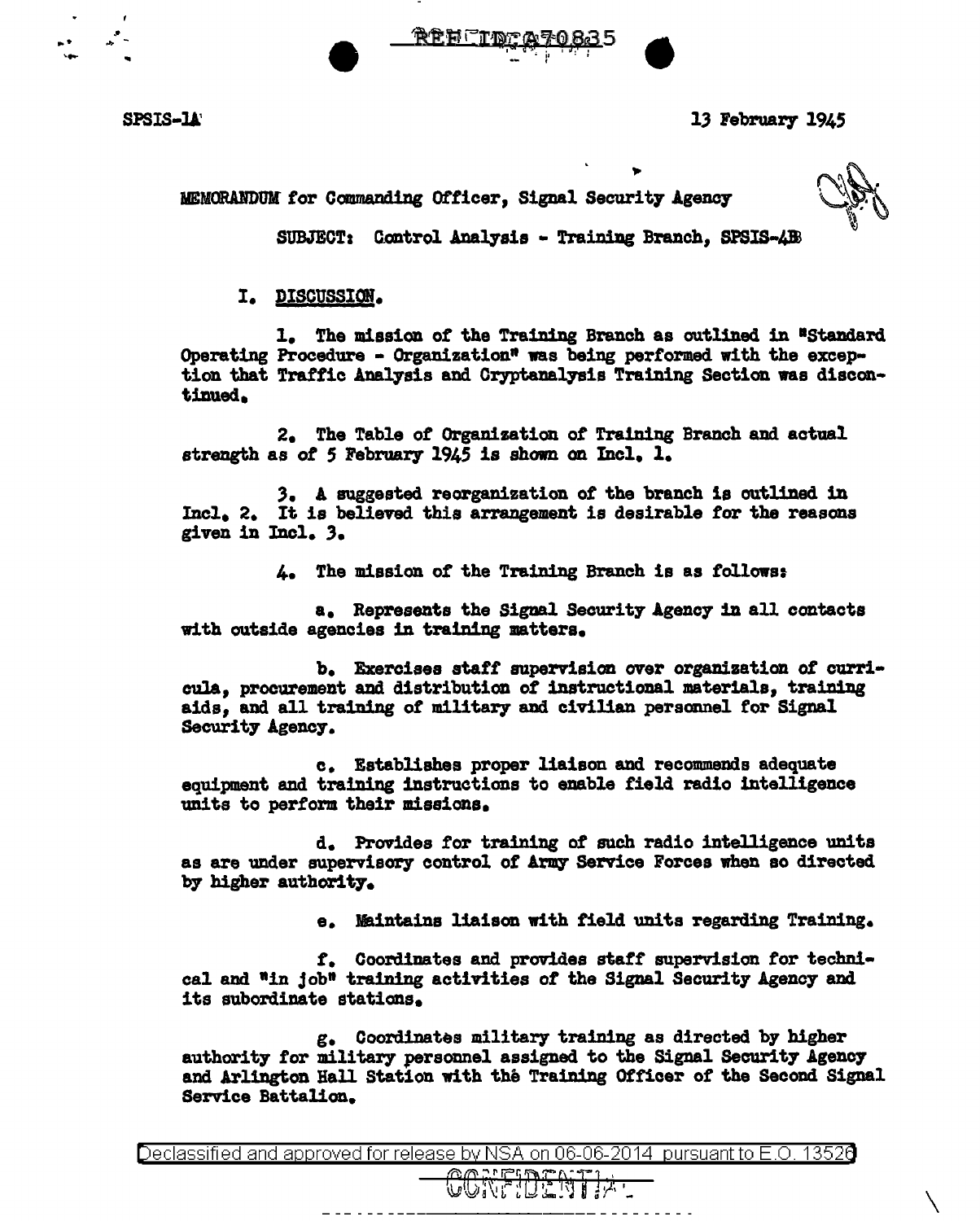SPSIS-1A

13 February 1945

MEMORANDUM for Commanding Officer, Signal Security Agency

SUBJECT: Control Analysis - Training Branch, SPSIS-4B

I. DISCUSSION.

1. The mission of the Training Branch as outlined in "Standard Operating Procedure - Organization" was being performed with the exception that Traffic Analysis and Cryptanalysis Training Section was discontinued.

2. The Table of Organization of Training Branch and actual strength as of 5 February 1945 is shown on Incl. 1.

3. A suggested reorganization of the branch is outlined in Incl. 2. It is believed this arrangement is desirable for the reasons given in Incl. 3.

4. The mission of the Training Branch is as follows:

a. Represents the Signal Security Agency in all contacts with outside agencies in training matters.

b. Exercises staff supervision over organization of curricula, procurement and distribution of instructional materials, training aids, and all training of military and civilian personnel for Signal Security Agency.

c. Establishes proper liaison and recommends adequate equipment and training instructions to enable field radio intelligence units to perform their missions.

d. Provides for training of such radio intelligence units as are under supervisory control of Army Service Forces when so directed by higher authority.

e. Maintains liaison with field units regarding Training.

f. Coordinates and provides staff supervision for technical and "in job" training activities of the Signal Security Agency and its subordinate stations.

g. Coordinates military training as directed by higher authority for military personnel assigned to the Signal Security Agency and Arlington Hall Station with the Training Officer of the Second Signal Service Battalion.

Declassified and approved for release by NSA on 06-06-2014 pursuant to E.O. 13526

CONFIDENTIAL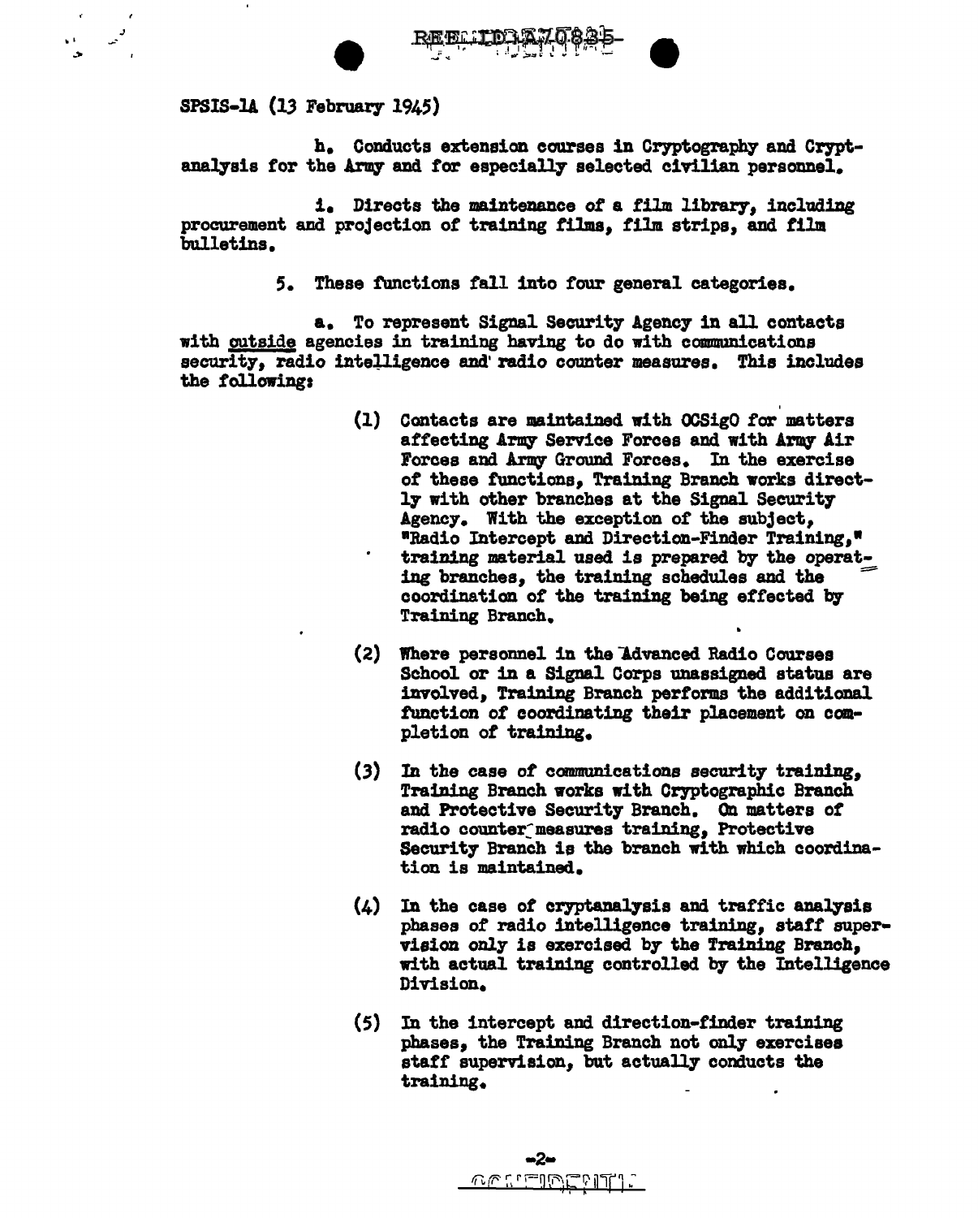SPSIS-1A (13 February 1945)

h. Conducts extension courses in Cryptography and Cryptanalysis for the Army and for especially selected civilian personnel.

i. Directs the maintenance of a film library, including procurement and projection of training films, film strips, and film bulletins.

5. These functions fall into four general categories.

a. To represent Signal Security Agency in all contacts with <u>outside</u> agencies in training having to do with communications security, radio intelligence and radio counter measures. This includes the following:

(1) Contacts are maintained with OCSigO for matters affecting Army Service Forces and with Army Air Forces and Army Ground Forces. In the exercise of these functions, Training Branch works directly with other branches at the Signal Security Agency. With the exception of the subject, "Radio Intercept and Direction-Finder Training," training material used is prepared by the operating branches, the training schedules and the coordination of the training being effected by Training Branch.

(2) Where personnel in the Advanced Radio Courses School or in a Signal Corps unassigned status are involved, Training Branch performs the additional function of coordinating their placement on completion of training.

(3) In the case of communications security training, Training Branch works with Cryptographic Branch and Protective Security Branch. On matters of radio counter measures training, Protective Security Branch is the branch with which coordination is maintained.

(4) In the case of cryptanalysis and traffic analysis phases of radio intelligence training, staff supervision only is exercised by the Training Branch, with actual training controlled by the Intelligence Division.

(5) In the intercept and direction-finder training phases, the Training Branch not only exercises staff supervision, but actually conducts the training.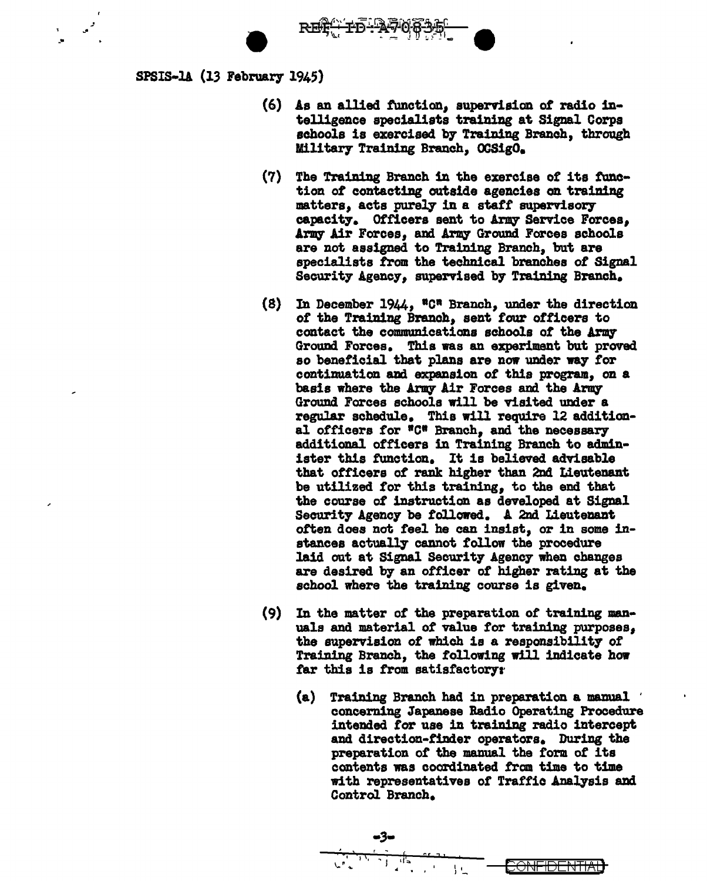SPSIS-1A (13 February 1945)

(6) As an allied function, supervision of radio intelligence specialists training at Signal Corps schools is exercised by Training Branch, through Military Training Branch, OCSigO.

(7) The Training Branch in the exercise of its function of contacting outside agencies on training matters, acts purely in a staff supervisory capacity. Officers sent to Army Service Forces, Army Air Forces, and Army Ground Forces schools are not assigned to Training Branch, but are specialists from the technical branches of Signal Security Agency, supervised by Training Branch.

(8) In December 1944, "C" Branch, under the direction of the Training Branch, sent four officers to contact the communications schools of the Army Ground Forces. This was an experiment but proved so beneficial that plans are now under way for continuation and expansion of this program, on a basis where the Army Air Forces and the Army Ground Forces schools will be visited under a regular schedule. This will require 12 additional officers for "C" Branch, and the necessary additional officers in Training Branch to administer this function. It is believed advisable that officers of rank higher than 2nd Lieutenant be utilized for this training, to the end that the course of instruction as developed at Signal Security Agency be followed. A 2nd Lieutenant often does not feel he can insist, or in some instances actually cannot follow the procedure laid out at Signal Security Agency when changes are desired by an officer of higher rating at the school where the training course is given.

(9) In the matter of the preparation of training manuals and material of value for training purposes, the supervision of which is a responsibility of Training Branch, the following will indicate how far this is from satisfactory:

(a) Training Branch had in preparation a manual concerning Japanese Radio Operating Procedure intended for use in training radio intercept and direction-finder operators. During the preparation of the manual the form of its contents was coordinated from time to time with representatives of Traffic Analysis and Control Branch.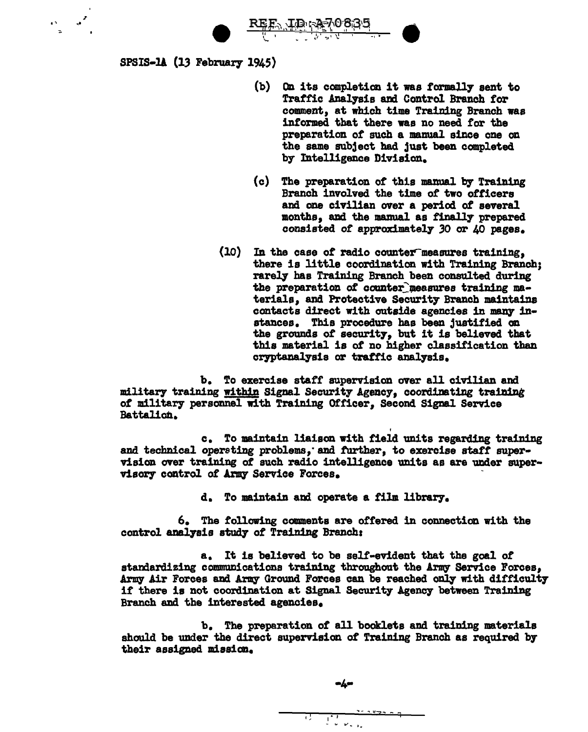SPSIS-1A (13 February 1945)

(b) On its completion it was formally sent to Traffic Analysis and Control Branch for comment, at which time Training Branch was informed that there was no need for the preparation of such a manual since one on the same subject had just been completed by Intelligence Division.

(c) The preparation of this manual by Training Branch involved the time of two officers and one civilian over a period of several months, and the manual as finally prepared consisted of approximately 30 or 40 pages.

(10) In the case of radio counter measures training, there is little coordination with Training Branch; rarely has Training Branch been consulted during the preparation of counter measures training materials, and Protective Security Branch maintains contacts direct with outside agencies in many instances. This procedure has been justified on the grounds of security, but it is believed that this material is of no higher classification than cryptanalysis or traffic analysis.

b. To exercise staff supervision over all civilian and military training <u>within</u> Signal Security Agency, coordinating training of military personnel with Training Officer, Second Signal Service Battalion.

c. To maintain liaison with field units regarding training and technical operating problems, and further, to exercise staff supervision over training of such radio intelligence units as are under supervisory control of Army Service Forces.

d. To maintain and operate a film library.

6. The following comments are offered in connection with the control analysis study of Training Branch:

a. It is believed to be self-evident that the goal of standardizing communications training throughout the Army Service Forces, Army Air Forces and Army Ground Forces can be reached only with difficulty if there is not coordination at Signal Security Agency between Training Branch and the interested agencies.

b. The preparation of all booklets and training materials should be under the direct supervision of Training Branch as required by their assigned mission.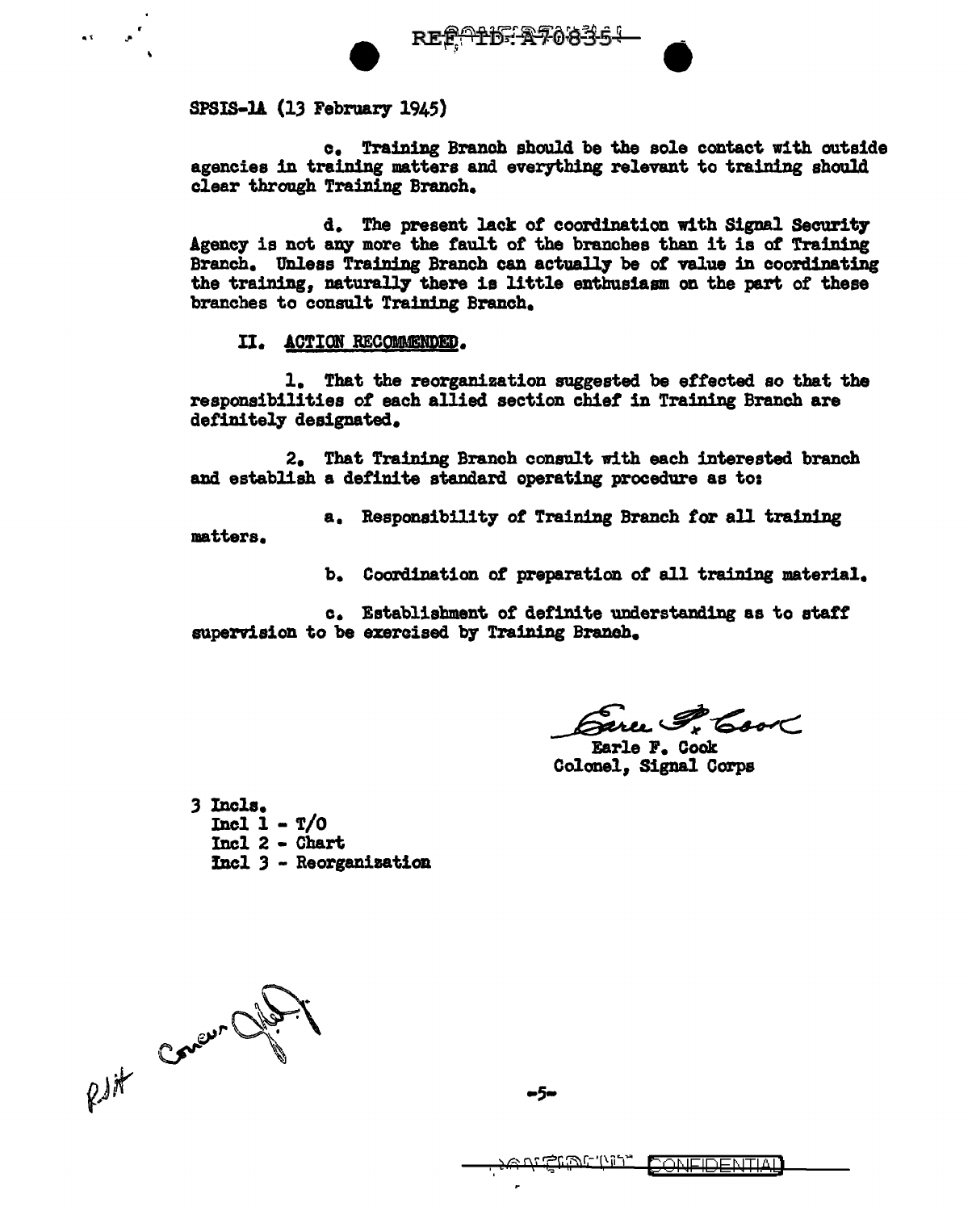SPSIS-1A (13 February 1945)

c. Training Branch should be the sole contact with outside agencies in training matters and everything relevant to training should clear through Training Branch.

d. The present lack of coordination with Signal Security Agency is not any more the fault of the branches than it is of Training Branch. Unless Training Branch can actually be of value in coordinating the training, naturally there is little enthusiasm on the part of these branches to consult Training Branch.

II. ACTION RECOMMENDED.

1. That the reorganization suggested be effected so that the responsibilities of each allied section chief in Training Branch are definitely designated.

2. That Training Branch consult with each interested branch and establish a definite standard operating procedure as to:

a. Responsibility of Training Branch for all training matters.

b. Coordination of preparation of all training material.

c. Establishment of definite understanding as to staff supervision to be exercised by Training Branch.

Earle F. Cook
Colonel, Signal Corps

3 Incls.
Incl 1 - T/O
Incl 2 - Chart
Incl 3 - Reorganization

RJH Concur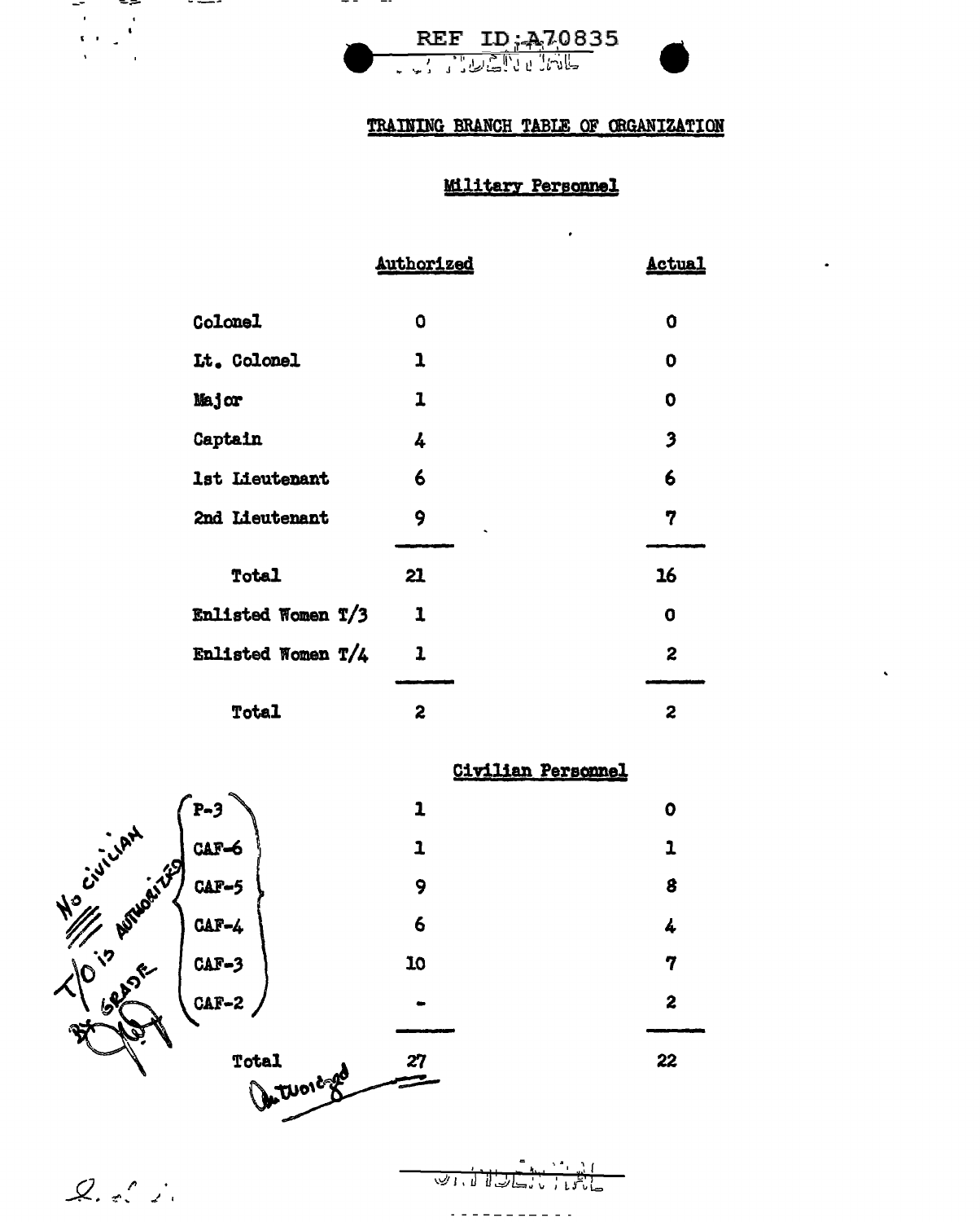REF ID:A70835

CONFIDENTIAL

## TRAINING BRANCH TABLE OF ORGANIZATION

### Military Personnel

| | Authorized | Actual |
|---|---|---|
| Colonel | 0 | 0 |
| Lt. Colonel | 1 | 0 |
| Major | 1 | 0 |
| Captain | 4 | 3 |
| 1st Lieutenant | 6 | 6 |
| 2nd Lieutenant | 9 | 7 |
| Total | 21 | 16 |
| Enlisted Women T/3 | 1 | 0 |
| Enlisted Women T/4 | 1 | 2 |
| Total | 2 | 2 |

### Civilian Personnel

| | Authorized | Actual |
|---|---|---|
| P-3 | 1 | 0 |
| CAF-6 | 1 | 1 |
| CAF-5 | 9 | 8 |
| CAF-4 | 6 | 4 |
| CAF-3 | 10 | 7 |
| CAF-2 | - | 2 |
| Total | 27 | 22 |

(Handwritten annotation: No civilian T/O is authorized by grade)

(Handwritten annotation below total: Authorized)

CONFIDENTIAL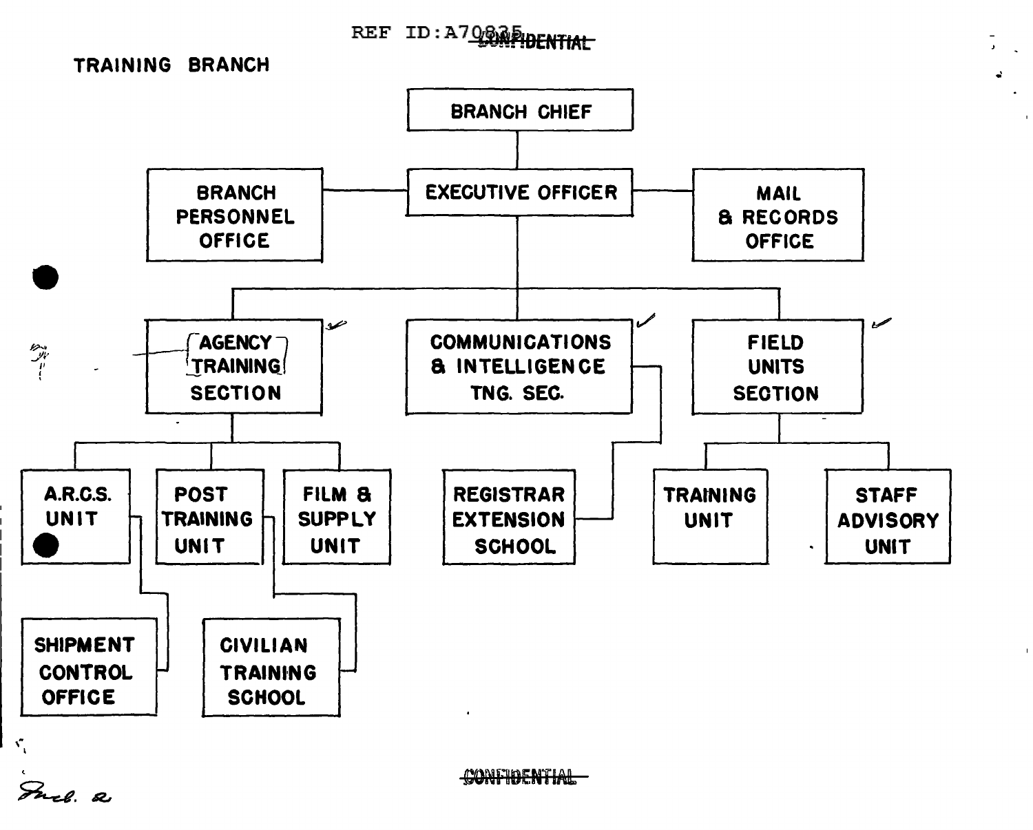REF ID:A70835

CONFIDENTIAL

## TRAINING BRANCH

- BRANCH CHIEF
  - EXECUTIVE OFFICER
    - BRANCH PERSONNEL OFFICE
    - MAIL & RECORDS OFFICE
    - AGENCY TRAINING SECTION
      - A.R.C.S. UNIT
        - SHIPMENT CONTROL OFFICE
      - POST TRAINING UNIT
        - CIVILIAN TRAINING SCHOOL
      - FILM & SUPPLY UNIT
    - COMMUNICATIONS & INTELLIGENCE TNG. SEC.
      - REGISTRAR EXTENSION SCHOOL
    - FIELD UNITS SECTION
      - TRAINING UNIT
      - STAFF ADVISORY UNIT

Incl. 2

CONFIDENTIAL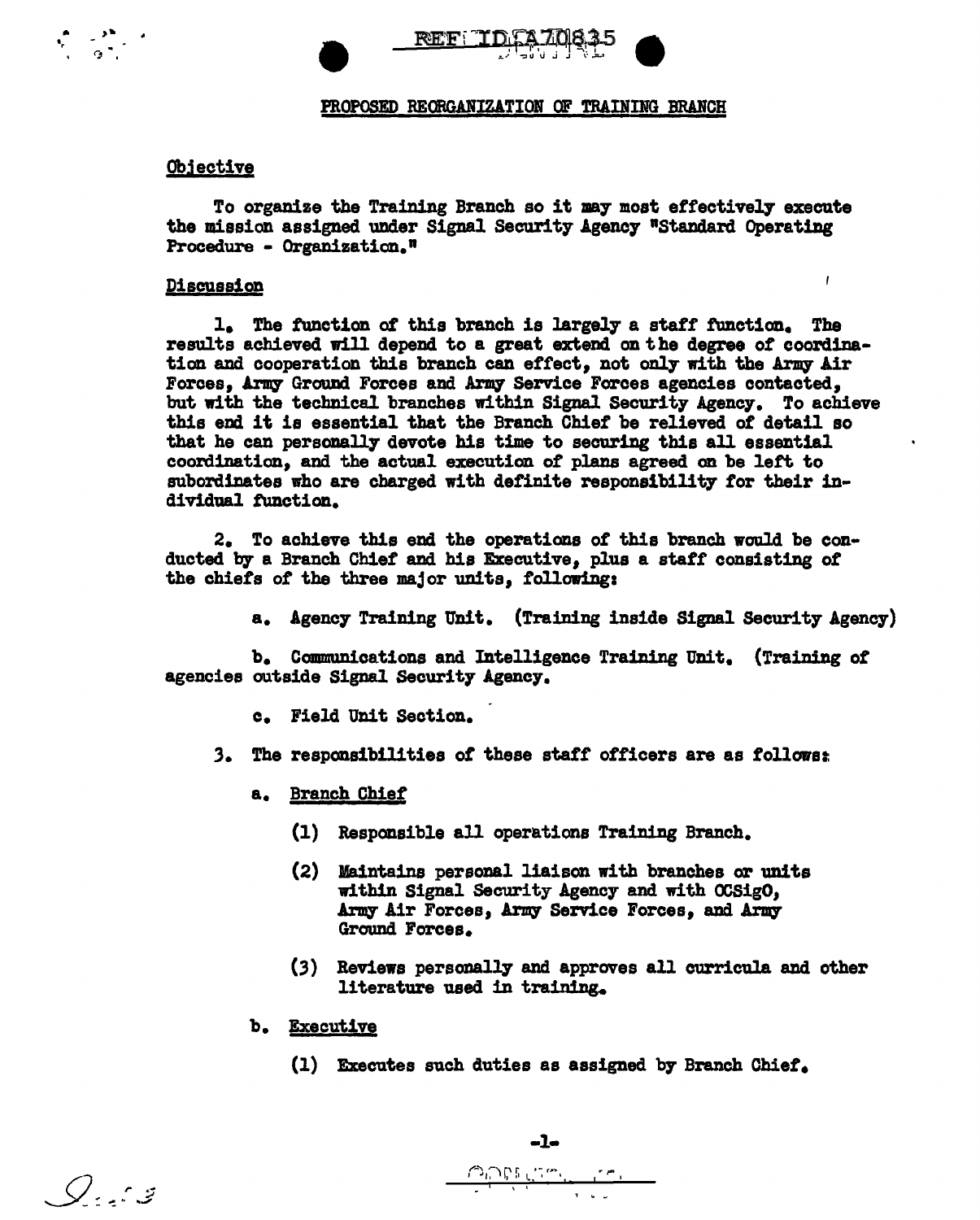REF ID:A70835

## PROPOSED REORGANIZATION OF TRAINING BRANCH

### Objective

To organize the Training Branch so it may most effectively execute the mission assigned under Signal Security Agency "Standard Operating Procedure - Organization."

### Discussion

1. The function of this branch is largely a staff function. The results achieved will depend to a great extend on the degree of coordination and cooperation this branch can effect, not only with the Army Air Forces, Army Ground Forces and Army Service Forces agencies contacted, but with the technical branches within Signal Security Agency. To achieve this end it is essential that the Branch Chief be relieved of detail so that he can personally devote his time to securing this all essential coordination, and the actual execution of plans agreed on be left to subordinates who are charged with definite responsibility for their individual function.

2. To achieve this end the operations of this branch would be conducted by a Branch Chief and his Executive, plus a staff consisting of the chiefs of the three major units, following:

   a. Agency Training Unit. (Training inside Signal Security Agency)

   b. Communications and Intelligence Training Unit. (Training of agencies outside Signal Security Agency.

   c. Field Unit Section.

3. The responsibilities of these staff officers are as follows:

   a. Branch Chief

      (1) Responsible all operations Training Branch.

      (2) Maintains personal liaison with branches or units within Signal Security Agency and with OCSigO, Army Air Forces, Army Service Forces, and Army Ground Forces.

      (3) Reviews personally and approves all curricula and other literature used in training.

   b. Executive

      (1) Executes such duties as assigned by Branch Chief.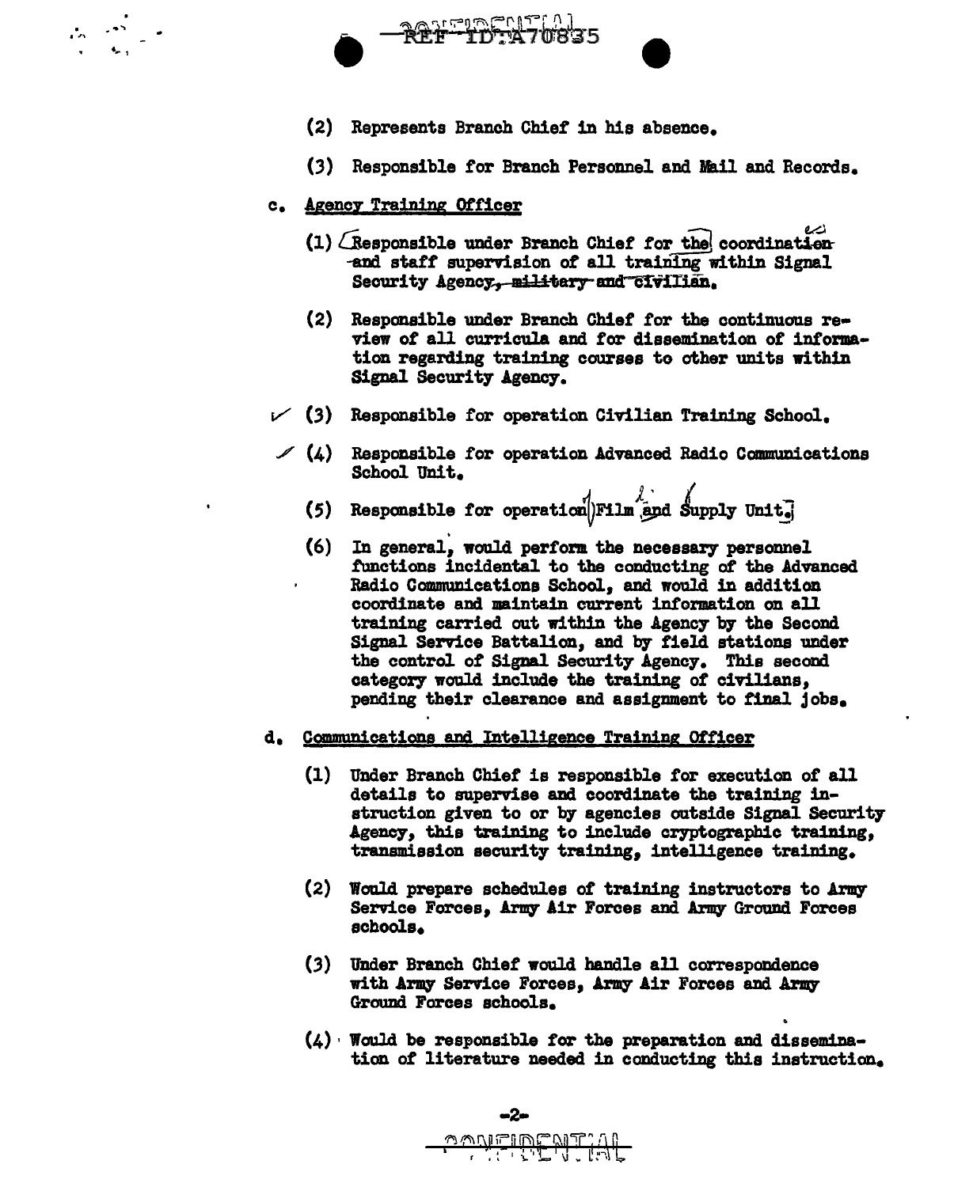(2) Represents Branch Chief in his absence.

(3) Responsible for Branch Personnel and Mail and Records.

c. Agency Training Officer

(1) Responsible under Branch Chief for the coordination and staff supervision of all training within Signal Security Agency, military and civilian.

(2) Responsible under Branch Chief for the continuous review of all curricula and for dissemination of information regarding training courses to other units within Signal Security Agency.

(3) Responsible for operation Civilian Training School.

(4) Responsible for operation Advanced Radio Communications School Unit.

(5) Responsible for operation Film and Supply Unit.

(6) In general, would perform the necessary personnel functions incidental to the conducting of the Advanced Radio Communications School, and would in addition coordinate and maintain current information on all training carried out within the Agency by the Second Signal Service Battalion, and by field stations under the control of Signal Security Agency. This second category would include the training of civilians, pending their clearance and assignment to final jobs.

d. Communications and Intelligence Training Officer

(1) Under Branch Chief is responsible for execution of all details to supervise and coordinate the training instruction given to or by agencies outside Signal Security Agency, this training to include cryptographic training, transmission security training, intelligence training.

(2) Would prepare schedules of training instructors to Army Service Forces, Army Air Forces and Army Ground Forces schools.

(3) Under Branch Chief would handle all correspondence with Army Service Forces, Army Air Forces and Army Ground Forces schools.

(4) Would be responsible for the preparation and dissemination of literature needed in conducting this instruction.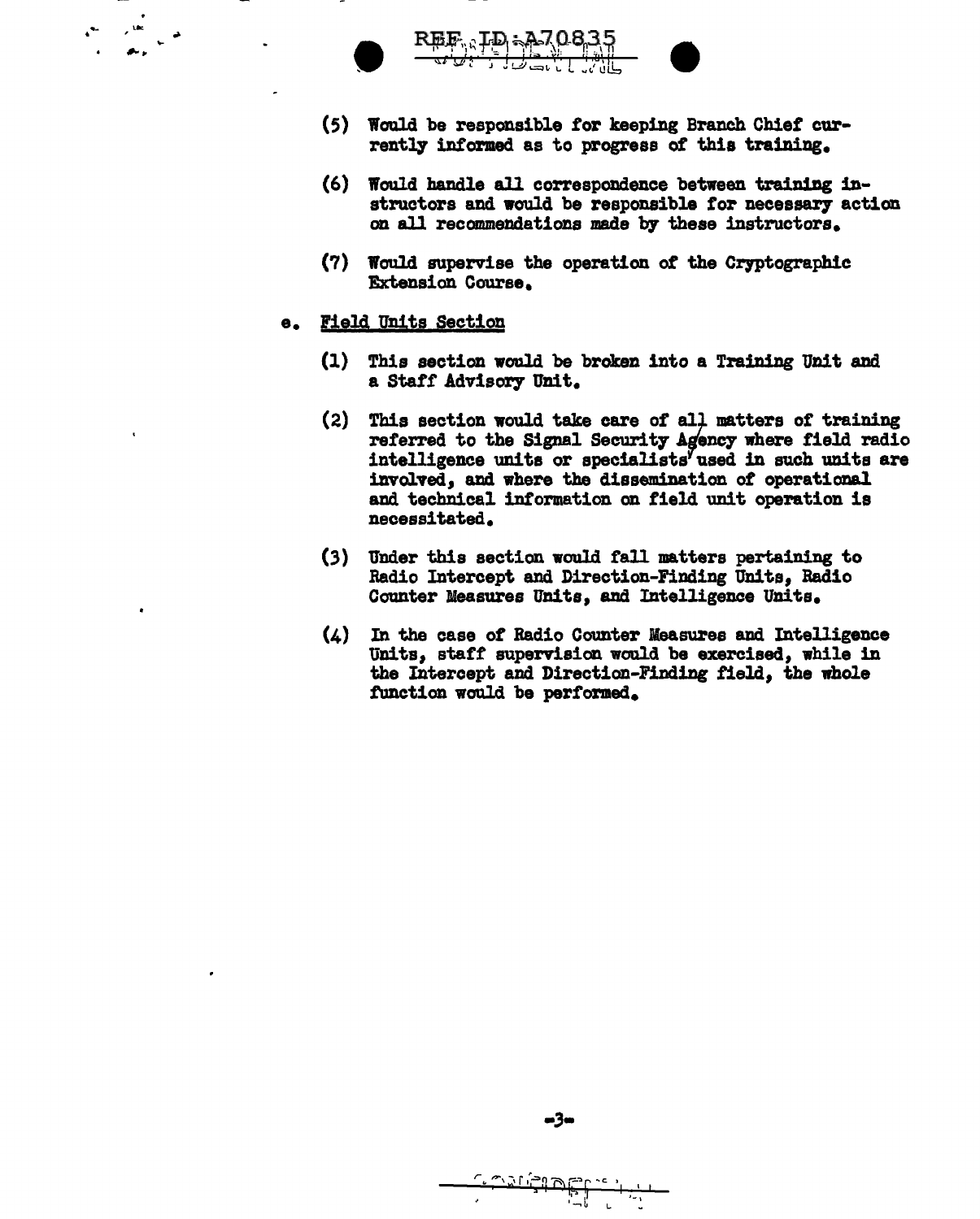(5) Would be responsible for keeping Branch Chief currently informed as to progress of this training.

(6) Would handle all correspondence between training instructors and would be responsible for necessary action on all recommendations made by these instructors.

(7) Would supervise the operation of the Cryptographic Extension Course.

e. Field Units Section

(1) This section would be broken into a Training Unit and a Staff Advisory Unit.

(2) This section would take care of all matters of training referred to the Signal Security Agency where field radio intelligence units or specialists used in such units are involved, and where the dissemination of operational and technical information on field unit operation is necessitated.

(3) Under this section would fall matters pertaining to Radio Intercept and Direction-Finding Units, Radio Counter Measures Units, and Intelligence Units.

(4) In the case of Radio Counter Measures and Intelligence Units, staff supervision would be exercised, while in the Intercept and Direction-Finding field, the whole function would be performed.